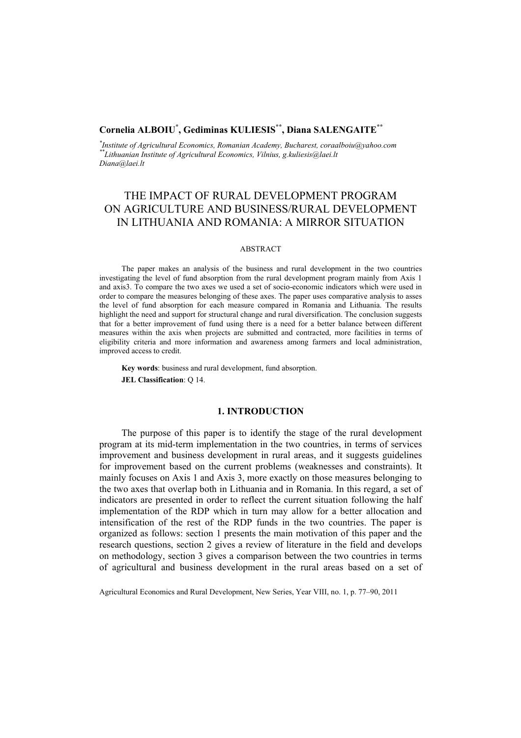**Cornelia ALBOIU[*], Gediminas KULIESIS[**], Diana SALENGAITE[**]**

[*]*Institute of Agricultural Economics, Romanian Academy, Bucharest, coraalboiu@yahoo.com*
[**]*Lithuanian Institute of Agricultural Economics, Vilnius, g.kuliesis@laei.lt*
*Diana@laei.lt*

# THE IMPACT OF RURAL DEVELOPMENT PROGRAM ON AGRICULTURE AND BUSINESS/RURAL DEVELOPMENT IN LITHUANIA AND ROMANIA: A MIRROR SITUATION

ABSTRACT

The paper makes an analysis of the business and rural development in the two countries investigating the level of fund absorption from the rural development program mainly from Axis 1 and axis3. To compare the two axes we used a set of socio-economic indicators which were used in order to compare the measures belonging of these axes. The paper uses comparative analysis to asses the level of fund absorption for each measure compared in Romania and Lithuania. The results highlight the need and support for structural change and rural diversification. The conclusion suggests that for a better improvement of fund using there is a need for a better balance between different measures within the axis when projects are submitted and contracted, more facilities in terms of eligibility criteria and more information and awareness among farmers and local administration, improved access to credit.

**Key words**: business and rural development, fund absorption.

**JEL Classification**: Q 14.

## 1. INTRODUCTION

The purpose of this paper is to identify the stage of the rural development program at its mid-term implementation in the two countries, in terms of services improvement and business development in rural areas, and it suggests guidelines for improvement based on the current problems (weaknesses and constraints). It mainly focuses on Axis 1 and Axis 3, more exactly on those measures belonging to the two axes that overlap both in Lithuania and in Romania. In this regard, a set of indicators are presented in order to reflect the current situation following the half implementation of the RDP which in turn may allow for a better allocation and intensification of the rest of the RDP funds in the two countries. The paper is organized as follows: section 1 presents the main motivation of this paper and the research questions, section 2 gives a review of literature in the field and develops on methodology, section 3 gives a comparison between the two countries in terms of agricultural and business development in the rural areas based on a set of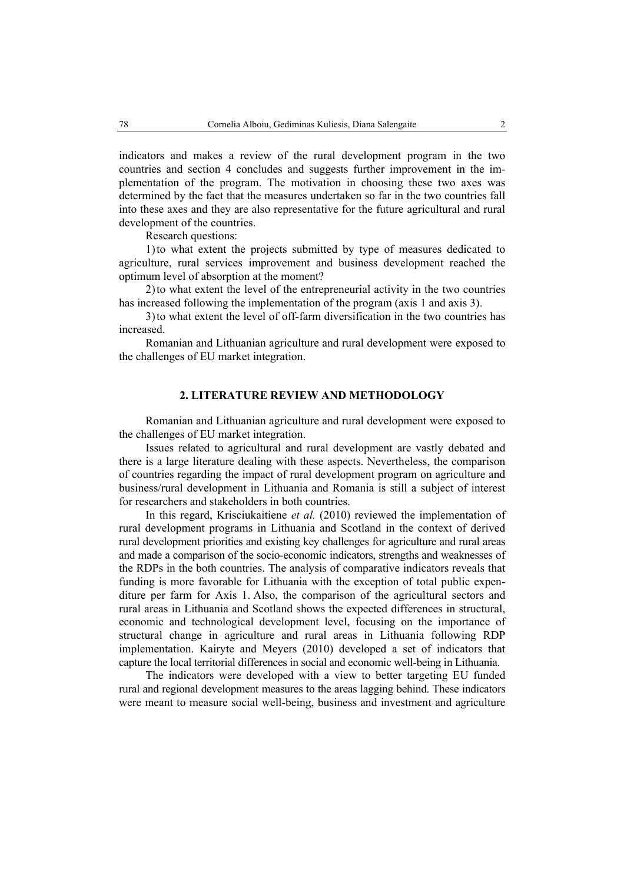indicators and makes a review of the rural development program in the two countries and section 4 concludes and suggests further improvement in the implementation of the program. The motivation in choosing these two axes was determined by the fact that the measures undertaken so far in the two countries fall into these axes and they are also representative for the future agricultural and rural development of the countries.

Research questions:

1) to what extent the projects submitted by type of measures dedicated to agriculture, rural services improvement and business development reached the optimum level of absorption at the moment?

2) to what extent the level of the entrepreneurial activity in the two countries has increased following the implementation of the program (axis 1 and axis 3).

3) to what extent the level of off-farm diversification in the two countries has increased.

Romanian and Lithuanian agriculture and rural development were exposed to the challenges of EU market integration.

## 2. LITERATURE REVIEW AND METHODOLOGY

Romanian and Lithuanian agriculture and rural development were exposed to the challenges of EU market integration.

Issues related to agricultural and rural development are vastly debated and there is a large literature dealing with these aspects. Nevertheless, the comparison of countries regarding the impact of rural development program on agriculture and business/rural development in Lithuania and Romania is still a subject of interest for researchers and stakeholders in both countries.

In this regard, Krisciukaitiene *et al.* (2010) reviewed the implementation of rural development programs in Lithuania and Scotland in the context of derived rural development priorities and existing key challenges for agriculture and rural areas and made a comparison of the socio-economic indicators, strengths and weaknesses of the RDPs in the both countries. The analysis of comparative indicators reveals that funding is more favorable for Lithuania with the exception of total public expenditure per farm for Axis 1. Also, the comparison of the agricultural sectors and rural areas in Lithuania and Scotland shows the expected differences in structural, economic and technological development level, focusing on the importance of structural change in agriculture and rural areas in Lithuania following RDP implementation. Kairyte and Meyers (2010) developed a set of indicators that capture the local territorial differences in social and economic well-being in Lithuania.

The indicators were developed with a view to better targeting EU funded rural and regional development measures to the areas lagging behind. These indicators were meant to measure social well-being, business and investment and agriculture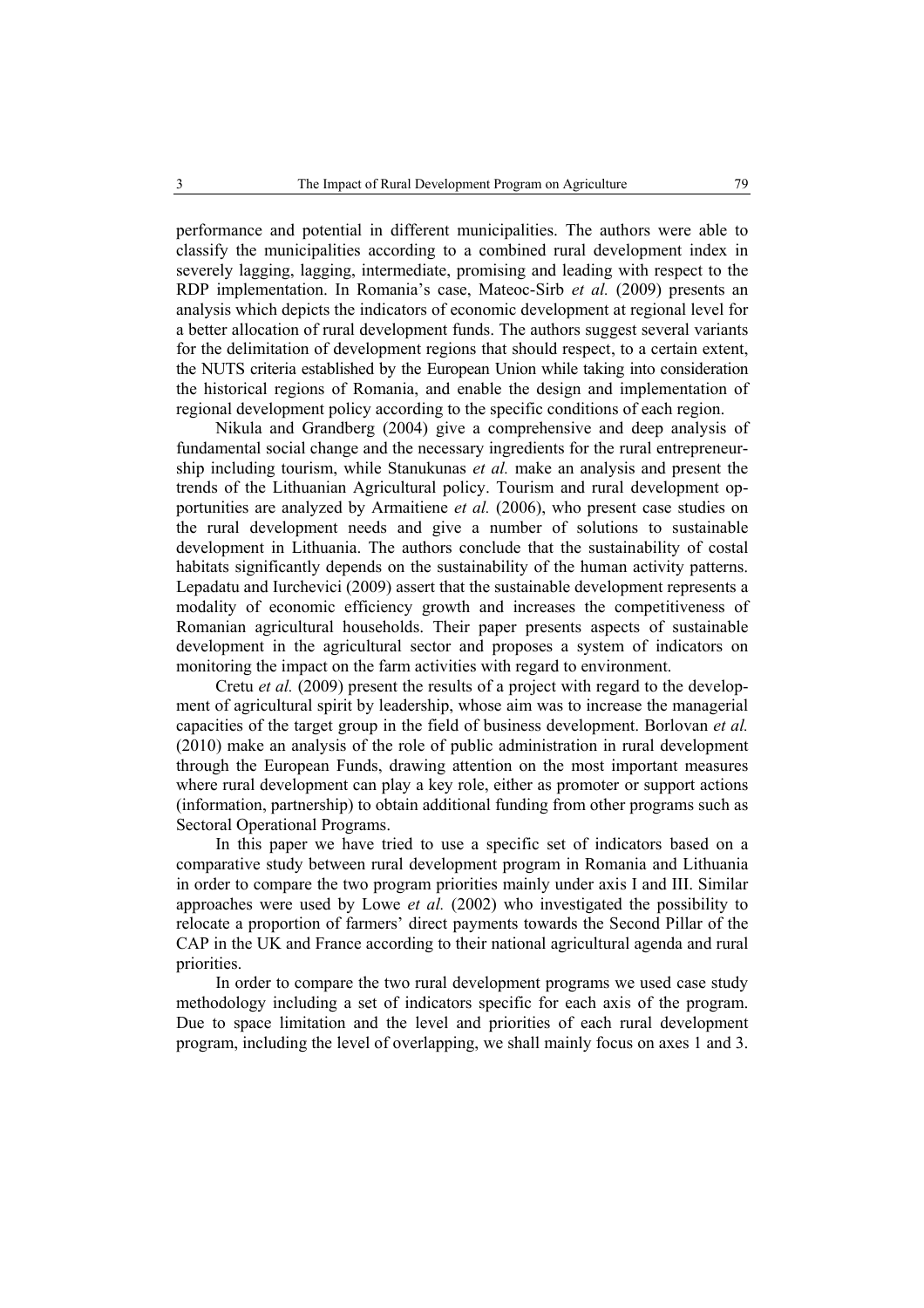performance and potential in different municipalities. The authors were able to classify the municipalities according to a combined rural development index in severely lagging, lagging, intermediate, promising and leading with respect to the RDP implementation. In Romania's case, Mateoc-Sirb *et al.* (2009) presents an analysis which depicts the indicators of economic development at regional level for a better allocation of rural development funds. The authors suggest several variants for the delimitation of development regions that should respect, to a certain extent, the NUTS criteria established by the European Union while taking into consideration the historical regions of Romania, and enable the design and implementation of regional development policy according to the specific conditions of each region.

Nikula and Grandberg (2004) give a comprehensive and deep analysis of fundamental social change and the necessary ingredients for the rural entrepreneurship including tourism, while Stanukunas *et al.* make an analysis and present the trends of the Lithuanian Agricultural policy. Tourism and rural development opportunities are analyzed by Armaitiene *et al.* (2006), who present case studies on the rural development needs and give a number of solutions to sustainable development in Lithuania. The authors conclude that the sustainability of costal habitats significantly depends on the sustainability of the human activity patterns. Lepadatu and Iurchevici (2009) assert that the sustainable development represents a modality of economic efficiency growth and increases the competitiveness of Romanian agricultural households. Their paper presents aspects of sustainable development in the agricultural sector and proposes a system of indicators on monitoring the impact on the farm activities with regard to environment.

Cretu *et al.* (2009) present the results of a project with regard to the development of agricultural spirit by leadership, whose aim was to increase the managerial capacities of the target group in the field of business development. Borlovan *et al.* (2010) make an analysis of the role of public administration in rural development through the European Funds, drawing attention on the most important measures where rural development can play a key role, either as promoter or support actions (information, partnership) to obtain additional funding from other programs such as Sectoral Operational Programs.

In this paper we have tried to use a specific set of indicators based on a comparative study between rural development program in Romania and Lithuania in order to compare the two program priorities mainly under axis I and III. Similar approaches were used by Lowe *et al.* (2002) who investigated the possibility to relocate a proportion of farmers' direct payments towards the Second Pillar of the CAP in the UK and France according to their national agricultural agenda and rural priorities.

In order to compare the two rural development programs we used case study methodology including a set of indicators specific for each axis of the program. Due to space limitation and the level and priorities of each rural development program, including the level of overlapping, we shall mainly focus on axes 1 and 3.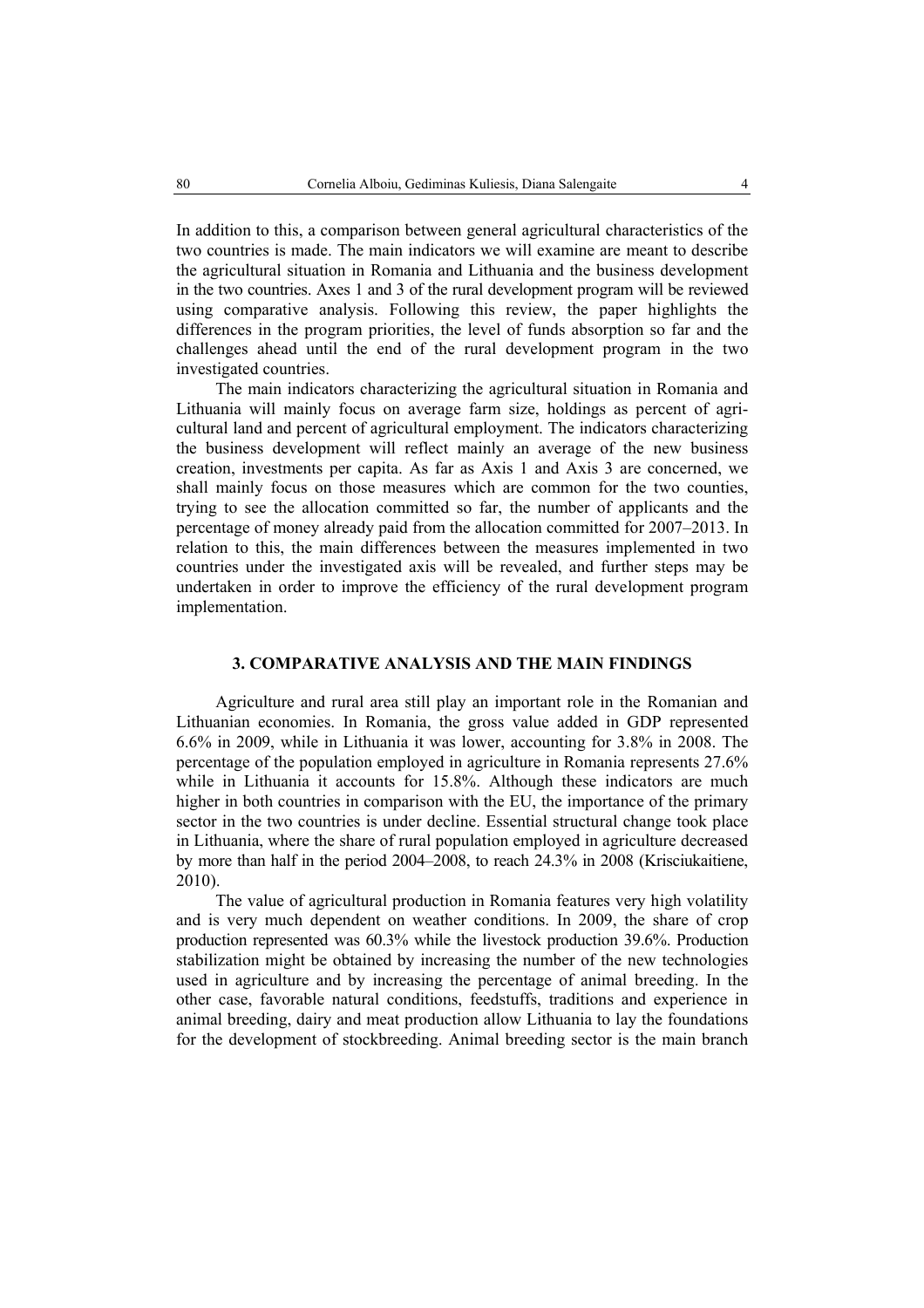In addition to this, a comparison between general agricultural characteristics of the two countries is made. The main indicators we will examine are meant to describe the agricultural situation in Romania and Lithuania and the business development in the two countries. Axes 1 and 3 of the rural development program will be reviewed using comparative analysis. Following this review, the paper highlights the differences in the program priorities, the level of funds absorption so far and the challenges ahead until the end of the rural development program in the two investigated countries.

The main indicators characterizing the agricultural situation in Romania and Lithuania will mainly focus on average farm size, holdings as percent of agricultural land and percent of agricultural employment. The indicators characterizing the business development will reflect mainly an average of the new business creation, investments per capita. As far as Axis 1 and Axis 3 are concerned, we shall mainly focus on those measures which are common for the two counties, trying to see the allocation committed so far, the number of applicants and the percentage of money already paid from the allocation committed for 2007–2013. In relation to this, the main differences between the measures implemented in two countries under the investigated axis will be revealed, and further steps may be undertaken in order to improve the efficiency of the rural development program implementation.

## 3. COMPARATIVE ANALYSIS AND THE MAIN FINDINGS

Agriculture and rural area still play an important role in the Romanian and Lithuanian economies. In Romania, the gross value added in GDP represented 6.6% in 2009, while in Lithuania it was lower, accounting for 3.8% in 2008. The percentage of the population employed in agriculture in Romania represents 27.6% while in Lithuania it accounts for 15.8%. Although these indicators are much higher in both countries in comparison with the EU, the importance of the primary sector in the two countries is under decline. Essential structural change took place in Lithuania, where the share of rural population employed in agriculture decreased by more than half in the period 2004–2008, to reach 24.3% in 2008 (Krisciukaitiene, 2010).

The value of agricultural production in Romania features very high volatility and is very much dependent on weather conditions. In 2009, the share of crop production represented was 60.3% while the livestock production 39.6%. Production stabilization might be obtained by increasing the number of the new technologies used in agriculture and by increasing the percentage of animal breeding. In the other case, favorable natural conditions, feedstuffs, traditions and experience in animal breeding, dairy and meat production allow Lithuania to lay the foundations for the development of stockbreeding. Animal breeding sector is the main branch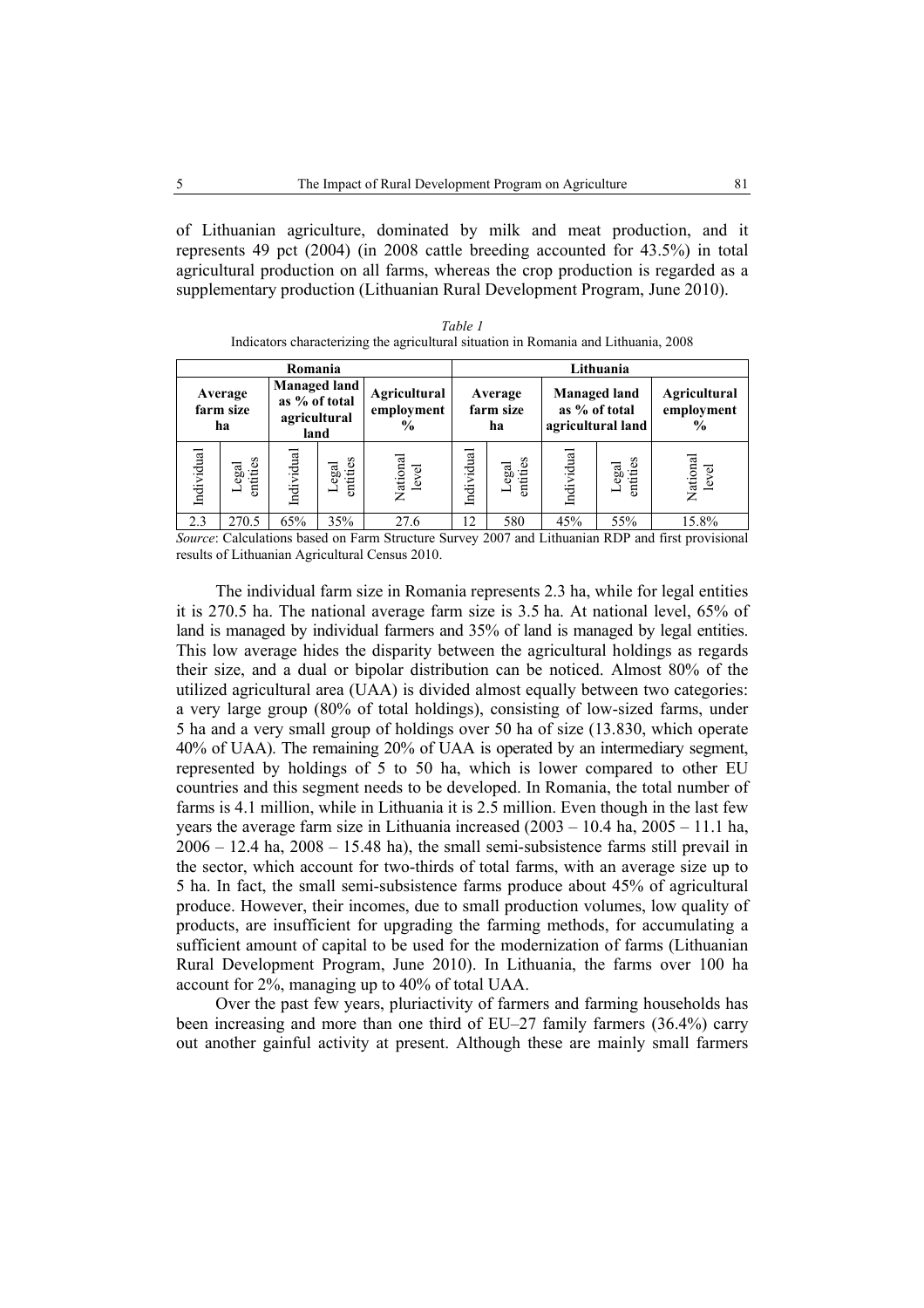of Lithuanian agriculture, dominated by milk and meat production, and it represents 49 pct (2004) (in 2008 cattle breeding accounted for 43.5%) in total agricultural production on all farms, whereas the crop production is regarded as a supplementary production (Lithuanian Rural Development Program, June 2010).

*Table 1*

Indicators characterizing the agricultural situation in Romania and Lithuania, 2008

| Romania | | | | | Lithuania | | | | |
|---|---|---|---|---|---|---|---|---|---|
| **Average farm size ha** | | **Managed land as % of total agricultural land** | | **Agricultural employment %** | **Average farm size ha** | | **Managed land as % of total agricultural land** | | **Agricultural employment %** |
| Individual | Legal entities | Individual | Legal entities | National level | Individual | Legal entities | Individual | Legal entities | National level |
| 2.3 | 270.5 | 65% | 35% | 27.6 | 12 | 580 | 45% | 55% | 15.8% |

*Source*: Calculations based on Farm Structure Survey 2007 and Lithuanian RDP and first provisional results of Lithuanian Agricultural Census 2010.

The individual farm size in Romania represents 2.3 ha, while for legal entities it is 270.5 ha. The national average farm size is 3.5 ha. At national level, 65% of land is managed by individual farmers and 35% of land is managed by legal entities. This low average hides the disparity between the agricultural holdings as regards their size, and a dual or bipolar distribution can be noticed. Almost 80% of the utilized agricultural area (UAA) is divided almost equally between two categories: a very large group (80% of total holdings), consisting of low-sized farms, under 5 ha and a very small group of holdings over 50 ha of size (13.830, which operate 40% of UAA). The remaining 20% of UAA is operated by an intermediary segment, represented by holdings of 5 to 50 ha, which is lower compared to other EU countries and this segment needs to be developed. In Romania, the total number of farms is 4.1 million, while in Lithuania it is 2.5 million. Even though in the last few years the average farm size in Lithuania increased (2003 – 10.4 ha, 2005 – 11.1 ha, 2006 – 12.4 ha, 2008 – 15.48 ha), the small semi-subsistence farms still prevail in the sector, which account for two-thirds of total farms, with an average size up to 5 ha. In fact, the small semi-subsistence farms produce about 45% of agricultural produce. However, their incomes, due to small production volumes, low quality of products, are insufficient for upgrading the farming methods, for accumulating a sufficient amount of capital to be used for the modernization of farms (Lithuanian Rural Development Program, June 2010). In Lithuania, the farms over 100 ha account for 2%, managing up to 40% of total UAA.

Over the past few years, pluriactivity of farmers and farming households has been increasing and more than one third of EU–27 family farmers (36.4%) carry out another gainful activity at present. Although these are mainly small farmers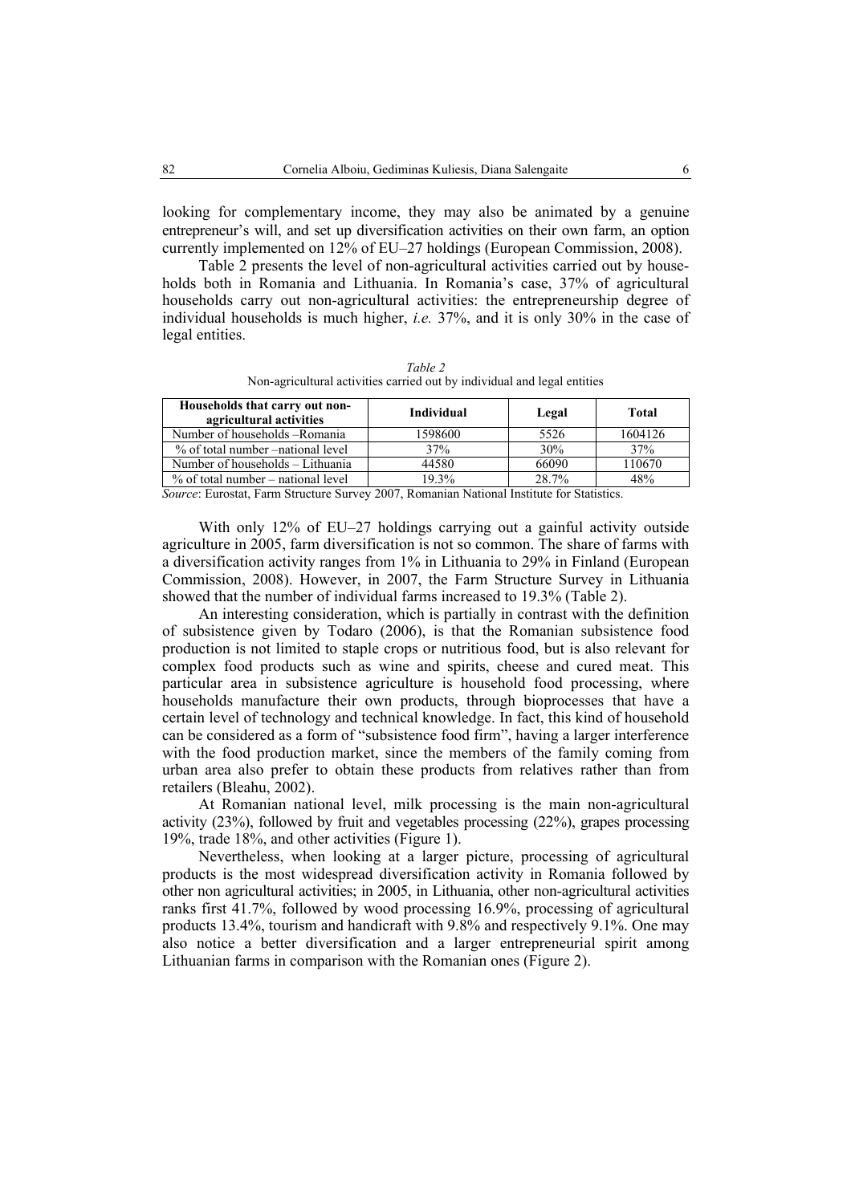looking for complementary income, they may also be animated by a genuine entrepreneur's will, and set up diversification activities on their own farm, an option currently implemented on 12% of EU–27 holdings (European Commission, 2008).

Table 2 presents the level of non-agricultural activities carried out by households both in Romania and Lithuania. In Romania's case, 37% of agricultural households carry out non-agricultural activities: the entrepreneurship degree of individual households is much higher, *i.e.* 37%, and it is only 30% in the case of legal entities.

*Table 2*

Non-agricultural activities carried out by individual and legal entities

| Households that carry out non-agricultural activities | Individual | Legal | Total |
|---|---|---|---|
| Number of households –Romania | 1598600 | 5526 | 1604126 |
| % of total number –national level | 37% | 30% | 37% |
| Number of households – Lithuania | 44580 | 66090 | 110670 |
| % of total number – national level | 19.3% | 28.7% | 48% |

*Source*: Eurostat, Farm Structure Survey 2007, Romanian National Institute for Statistics.

With only 12% of EU–27 holdings carrying out a gainful activity outside agriculture in 2005, farm diversification is not so common. The share of farms with a diversification activity ranges from 1% in Lithuania to 29% in Finland (European Commission, 2008). However, in 2007, the Farm Structure Survey in Lithuania showed that the number of individual farms increased to 19.3% (Table 2).

An interesting consideration, which is partially in contrast with the definition of subsistence given by Todaro (2006), is that the Romanian subsistence food production is not limited to staple crops or nutritious food, but is also relevant for complex food products such as wine and spirits, cheese and cured meat. This particular area in subsistence agriculture is household food processing, where households manufacture their own products, through bioprocesses that have a certain level of technology and technical knowledge. In fact, this kind of household can be considered as a form of "subsistence food firm", having a larger interference with the food production market, since the members of the family coming from urban area also prefer to obtain these products from relatives rather than from retailers (Bleahu, 2002).

At Romanian national level, milk processing is the main non-agricultural activity (23%), followed by fruit and vegetables processing (22%), grapes processing 19%, trade 18%, and other activities (Figure 1).

Nevertheless, when looking at a larger picture, processing of agricultural products is the most widespread diversification activity in Romania followed by other non agricultural activities; in 2005, in Lithuania, other non-agricultural activities ranks first 41.7%, followed by wood processing 16.9%, processing of agricultural products 13.4%, tourism and handicraft with 9.8% and respectively 9.1%. One may also notice a better diversification and a larger entrepreneurial spirit among Lithuanian farms in comparison with the Romanian ones (Figure 2).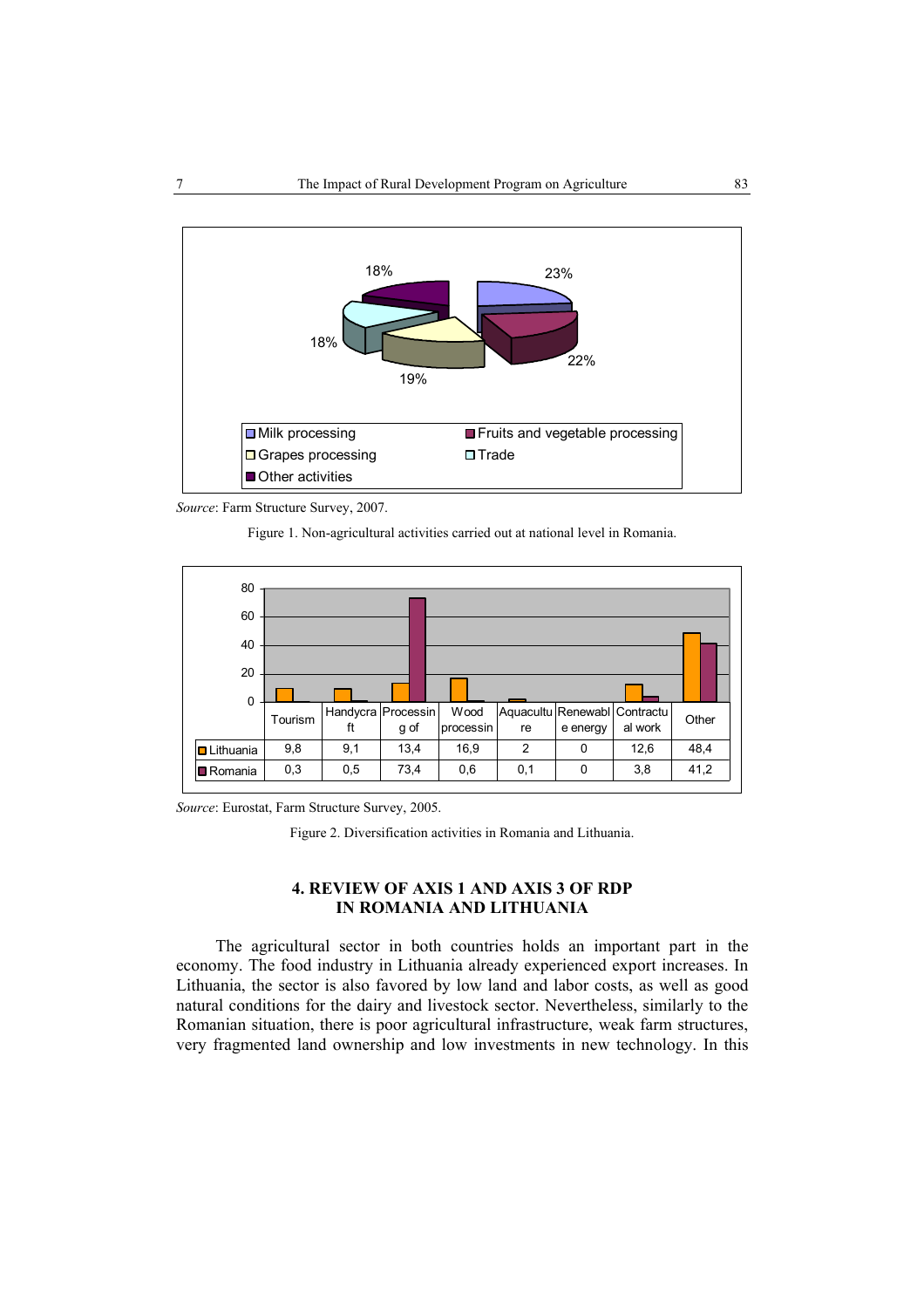| | Tourism | Handycraft | Processing of | Wood processin | Aquaculture | Renewable energy | Contractual work | Other |
|---|---|---|---|---|---|---|---|---|
| Lithuania | 9,8 | 9,1 | 13,4 | 16,9 | 2 | 0 | 12,6 | 48,4 |
| Romania | 0,3 | 0,5 | 73,4 | 0,6 | 0,1 | 0 | 3,8 | 41,2 |

*Source*: Farm Structure Survey, 2007.

Figure 1. Non-agricultural activities carried out at national level in Romania.

*Source*: Eurostat, Farm Structure Survey, 2005.

Figure 2. Diversification activities in Romania and Lithuania.

## 4. REVIEW OF AXIS 1 AND AXIS 3 OF RDP IN ROMANIA AND LITHUANIA

The agricultural sector in both countries holds an important part in the economy. The food industry in Lithuania already experienced export increases. In Lithuania, the sector is also favored by low land and labor costs, as well as good natural conditions for the dairy and livestock sector. Nevertheless, similarly to the Romanian situation, there is poor agricultural infrastructure, weak farm structures, very fragmented land ownership and low investments in new technology. In this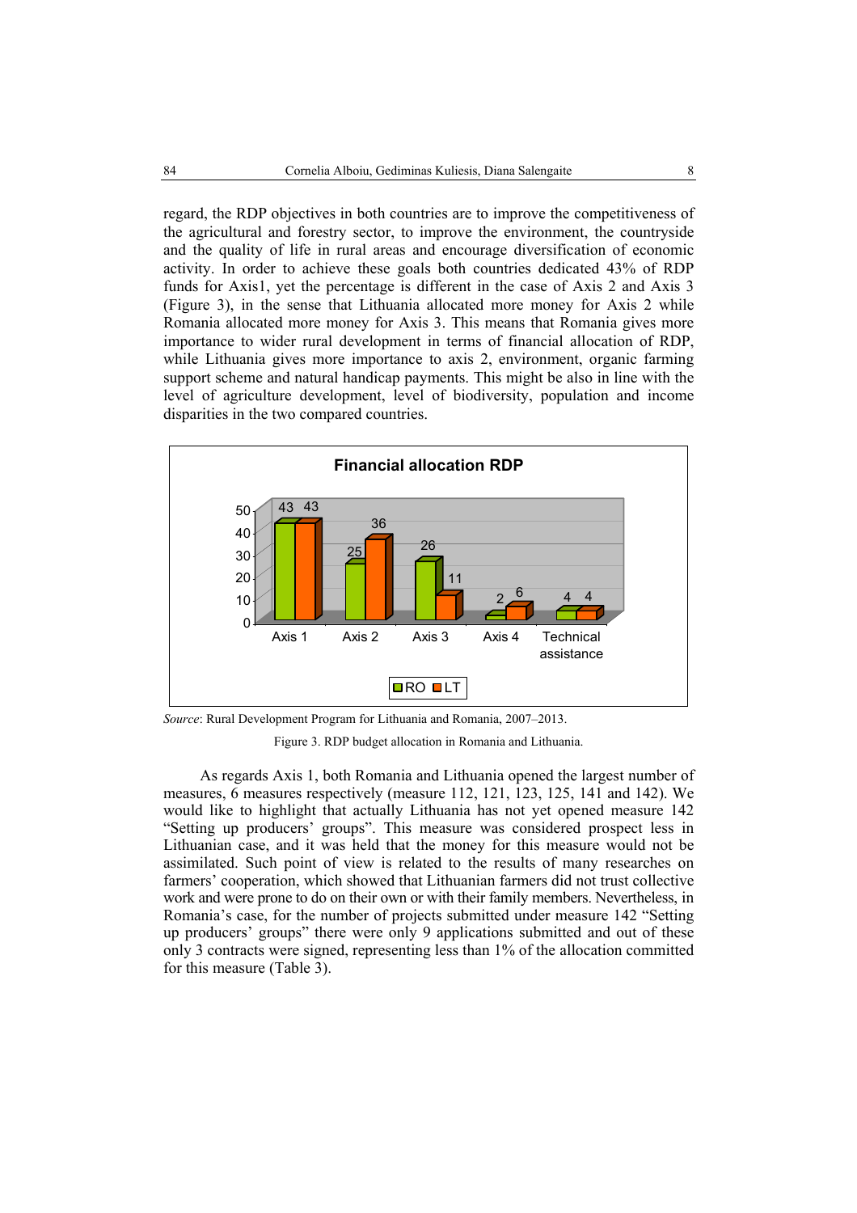regard, the RDP objectives in both countries are to improve the competitiveness of the agricultural and forestry sector, to improve the environment, the countryside and the quality of life in rural areas and encourage diversification of economic activity. In order to achieve these goals both countries dedicated 43% of RDP funds for Axis1, yet the percentage is different in the case of Axis 2 and Axis 3 (Figure 3), in the sense that Lithuania allocated more money for Axis 2 while Romania allocated more money for Axis 3. This means that Romania gives more importance to wider rural development in terms of financial allocation of RDP, while Lithuania gives more importance to axis 2, environment, organic farming support scheme and natural handicap payments. This might be also in line with the level of agriculture development, level of biodiversity, population and income disparities in the two compared countries.

**Financial allocation RDP**

| | Axis 1 | Axis 2 | Axis 3 | Axis 4 | Technical assistance |
|---|---|---|---|---|---|
| RO | 43 | 25 | 26 | 2 | 4 |
| LT | 43 | 36 | 11 | 6 | 4 |

*Source*: Rural Development Program for Lithuania and Romania, 2007–2013.

Figure 3. RDP budget allocation in Romania and Lithuania.

As regards Axis 1, both Romania and Lithuania opened the largest number of measures, 6 measures respectively (measure 112, 121, 123, 125, 141 and 142). We would like to highlight that actually Lithuania has not yet opened measure 142 "Setting up producers' groups". This measure was considered prospect less in Lithuanian case, and it was held that the money for this measure would not be assimilated. Such point of view is related to the results of many researches on farmers' cooperation, which showed that Lithuanian farmers did not trust collective work and were prone to do on their own or with their family members. Nevertheless, in Romania's case, for the number of projects submitted under measure 142 "Setting up producers' groups" there were only 9 applications submitted and out of these only 3 contracts were signed, representing less than 1% of the allocation committed for this measure (Table 3).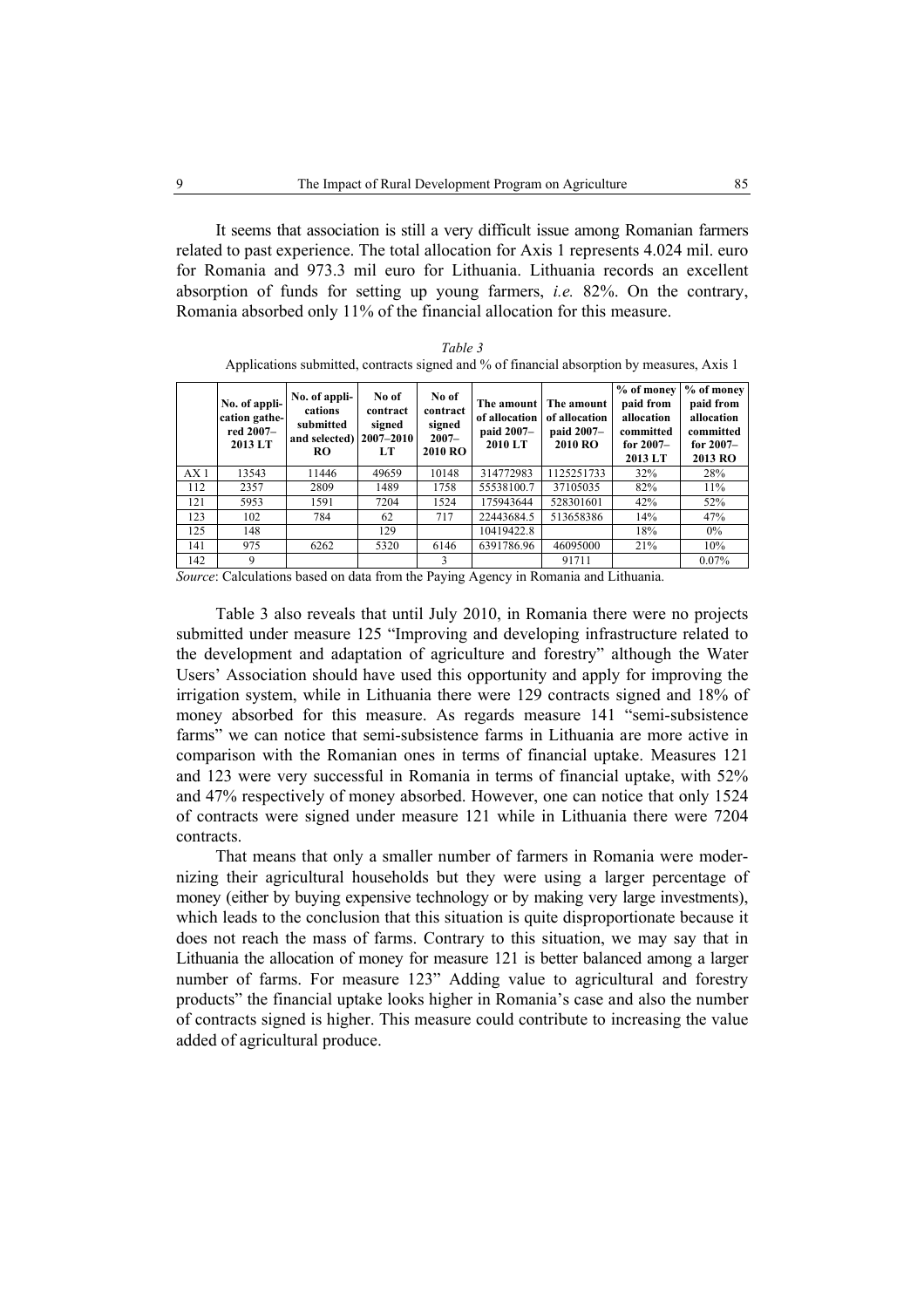It seems that association is still a very difficult issue among Romanian farmers related to past experience. The total allocation for Axis 1 represents 4.024 mil. euro for Romania and 973.3 mil euro for Lithuania. Lithuania records an excellent absorption of funds for setting up young farmers, *i.e.* 82%. On the contrary, Romania absorbed only 11% of the financial allocation for this measure.

*Table 3*

Applications submitted, contracts signed and % of financial absorption by measures, Axis 1

| | No. of application gathered 2007–2013 LT | No. of applications submitted and selected) RO | No of contract signed 2007–2010 LT | No of contract signed 2007–2010 RO | The amount of allocation paid 2007–2010 LT | The amount of allocation paid 2007–2010 RO | % of money paid from allocation committed for 2007–2013 LT | % of money paid from allocation committed for 2007–2013 RO |
|---|---|---|---|---|---|---|---|---|
| AX 1 | 13543 | 11446 | 49659 | 10148 | 314772983 | 1125251733 | 32% | 28% |
| 112 | 2357 | 2809 | 1489 | 1758 | 55538100.7 | 37105035 | 82% | 11% |
| 121 | 5953 | 1591 | 7204 | 1524 | 175943644 | 528301601 | 42% | 52% |
| 123 | 102 | 784 | 62 | 717 | 22443684.5 | 513658386 | 14% | 47% |
| 125 | 148 | | 129 | | 10419422.8 | | 18% | 0% |
| 141 | 975 | 6262 | 5320 | 6146 | 6391786.96 | 46095000 | 21% | 10% |
| 142 | 9 | | | 3 | | 91711 | | 0.07% |

*Source*: Calculations based on data from the Paying Agency in Romania and Lithuania.

Table 3 also reveals that until July 2010, in Romania there were no projects submitted under measure 125 "Improving and developing infrastructure related to the development and adaptation of agriculture and forestry" although the Water Users' Association should have used this opportunity and apply for improving the irrigation system, while in Lithuania there were 129 contracts signed and 18% of money absorbed for this measure. As regards measure 141 "semi-subsistence farms" we can notice that semi-subsistence farms in Lithuania are more active in comparison with the Romanian ones in terms of financial uptake. Measures 121 and 123 were very successful in Romania in terms of financial uptake, with 52% and 47% respectively of money absorbed. However, one can notice that only 1524 of contracts were signed under measure 121 while in Lithuania there were 7204 contracts.

That means that only a smaller number of farmers in Romania were modernizing their agricultural households but they were using a larger percentage of money (either by buying expensive technology or by making very large investments), which leads to the conclusion that this situation is quite disproportionate because it does not reach the mass of farms. Contrary to this situation, we may say that in Lithuania the allocation of money for measure 121 is better balanced among a larger number of farms. For measure 123" Adding value to agricultural and forestry products" the financial uptake looks higher in Romania's case and also the number of contracts signed is higher. This measure could contribute to increasing the value added of agricultural produce.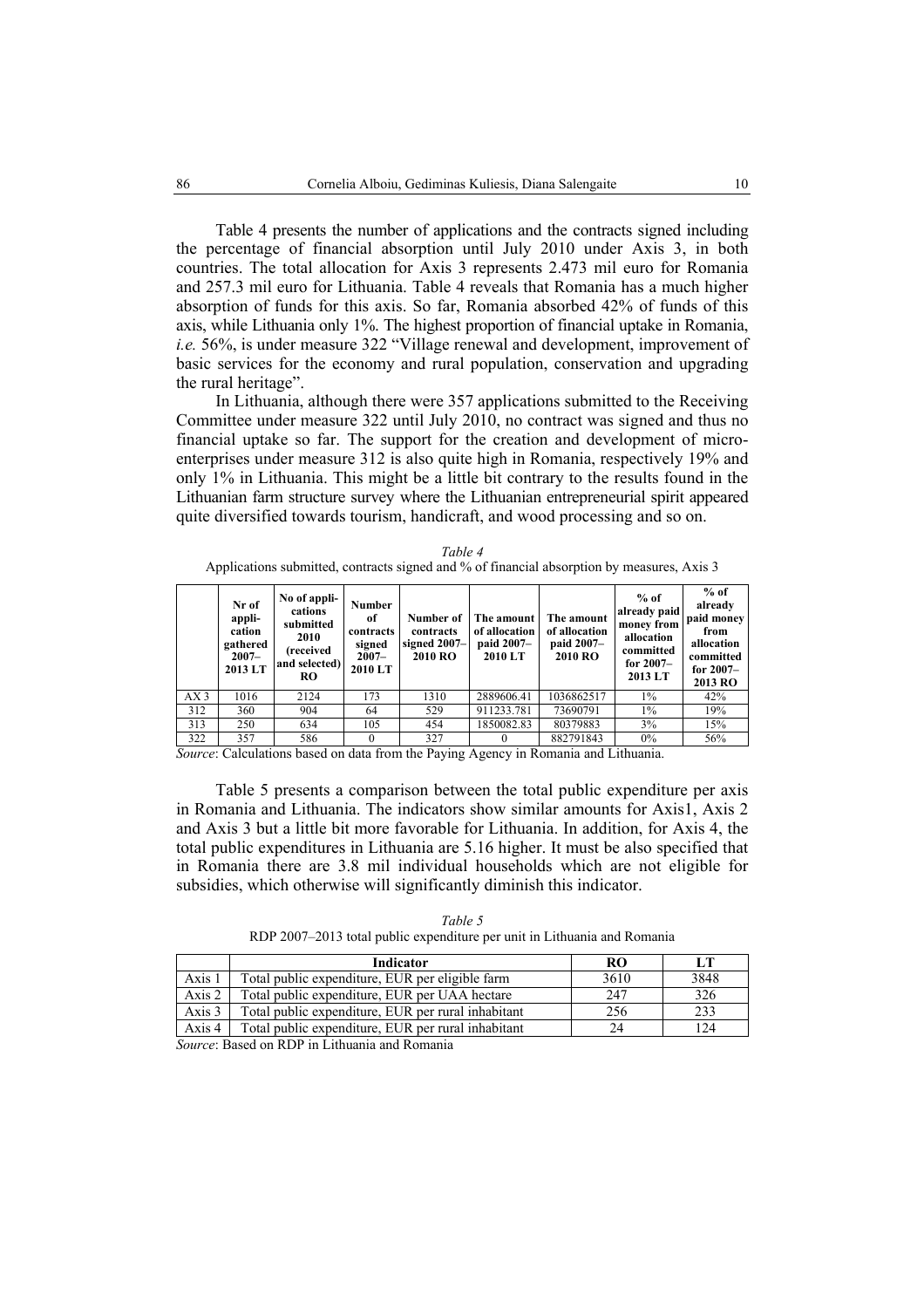Table 4 presents the number of applications and the contracts signed including the percentage of financial absorption until July 2010 under Axis 3, in both countries. The total allocation for Axis 3 represents 2.473 mil euro for Romania and 257.3 mil euro for Lithuania. Table 4 reveals that Romania has a much higher absorption of funds for this axis. So far, Romania absorbed 42% of funds of this axis, while Lithuania only 1%. The highest proportion of financial uptake in Romania, *i.e.* 56%, is under measure 322 "Village renewal and development, improvement of basic services for the economy and rural population, conservation and upgrading the rural heritage".

In Lithuania, although there were 357 applications submitted to the Receiving Committee under measure 322 until July 2010, no contract was signed and thus no financial uptake so far. The support for the creation and development of micro-enterprises under measure 312 is also quite high in Romania, respectively 19% and only 1% in Lithuania. This might be a little bit contrary to the results found in the Lithuanian farm structure survey where the Lithuanian entrepreneurial spirit appeared quite diversified towards tourism, handicraft, and wood processing and so on.

*Table 4*

Applications submitted, contracts signed and % of financial absorption by measures, Axis 3

| | Nr of application gathered 2007–2013 LT | No of applications submitted 2010 (received and selected) RO | Number of contracts signed 2007–2010 LT | Number of contracts signed 2007–2010 RO | The amount of allocation paid 2007–2010 LT | The amount of allocation paid 2007–2010 RO | % of already paid money from allocation committed for 2007–2013 LT | % of already paid money from allocation committed for 2007–2013 RO |
|---|---|---|---|---|---|---|---|---|
| AX 3 | 1016 | 2124 | 173 | 1310 | 2889606.41 | 1036862517 | 1% | 42% |
| 312 | 360 | 904 | 64 | 529 | 911233.781 | 73690791 | 1% | 19% |
| 313 | 250 | 634 | 105 | 454 | 1850082.83 | 80379883 | 3% | 15% |
| 322 | 357 | 586 | 0 | 327 | 0 | 882791843 | 0% | 56% |

*Source*: Calculations based on data from the Paying Agency in Romania and Lithuania.

Table 5 presents a comparison between the total public expenditure per axis in Romania and Lithuania. The indicators show similar amounts for Axis1, Axis 2 and Axis 3 but a little bit more favorable for Lithuania. In addition, for Axis 4, the total public expenditures in Lithuania are 5.16 higher. It must be also specified that in Romania there are 3.8 mil individual households which are not eligible for subsidies, which otherwise will significantly diminish this indicator.

*Table 5*

RDP 2007–2013 total public expenditure per unit in Lithuania and Romania

| | Indicator | RO | LT |
|---|---|---|---|
| Axis 1 | Total public expenditure, EUR per eligible farm | 3610 | 3848 |
| Axis 2 | Total public expenditure, EUR per UAA hectare | 247 | 326 |
| Axis 3 | Total public expenditure, EUR per rural inhabitant | 256 | 233 |
| Axis 4 | Total public expenditure, EUR per rural inhabitant | 24 | 124 |

*Source*: Based on RDP in Lithuania and Romania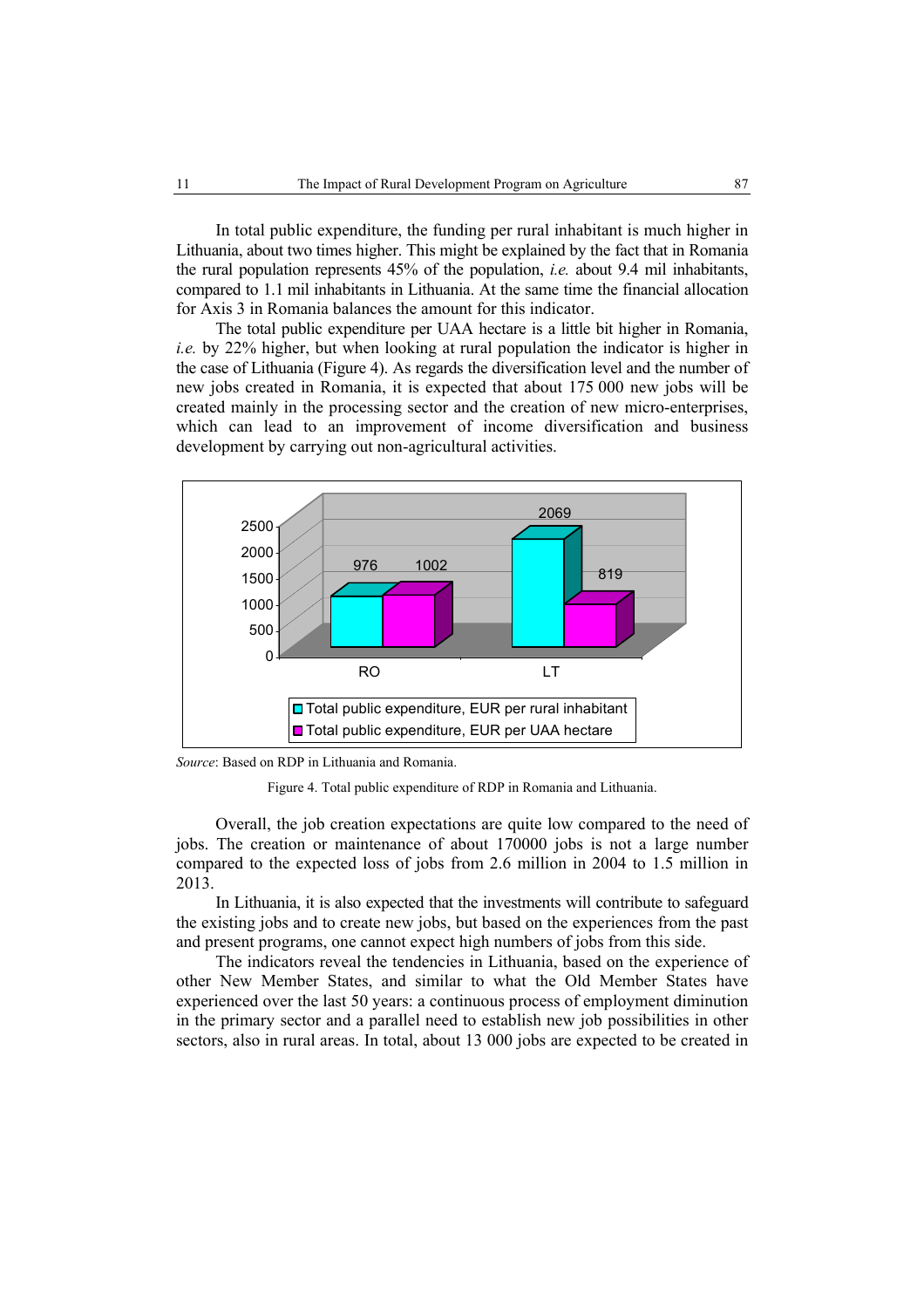In total public expenditure, the funding per rural inhabitant is much higher in Lithuania, about two times higher. This might be explained by the fact that in Romania the rural population represents 45% of the population, *i.e.* about 9.4 mil inhabitants, compared to 1.1 mil inhabitants in Lithuania. At the same time the financial allocation for Axis 3 in Romania balances the amount for this indicator.

The total public expenditure per UAA hectare is a little bit higher in Romania, *i.e.* by 22% higher, but when looking at rural population the indicator is higher in the case of Lithuania (Figure 4). As regards the diversification level and the number of new jobs created in Romania, it is expected that about 175 000 new jobs will be created mainly in the processing sector and the creation of new micro-enterprises, which can lead to an improvement of income diversification and business development by carrying out non-agricultural activities.

| | Total public expenditure, EUR per rural inhabitant | Total public expenditure, EUR per UAA hectare |
|---|---|---|
| RO | 976 | 1002 |
| LT | 2069 | 819 |

*Source*: Based on RDP in Lithuania and Romania.

Figure 4. Total public expenditure of RDP in Romania and Lithuania.

Overall, the job creation expectations are quite low compared to the need of jobs. The creation or maintenance of about 170000 jobs is not a large number compared to the expected loss of jobs from 2.6 million in 2004 to 1.5 million in 2013.

In Lithuania, it is also expected that the investments will contribute to safeguard the existing jobs and to create new jobs, but based on the experiences from the past and present programs, one cannot expect high numbers of jobs from this side.

The indicators reveal the tendencies in Lithuania, based on the experience of other New Member States, and similar to what the Old Member States have experienced over the last 50 years: a continuous process of employment diminution in the primary sector and a parallel need to establish new job possibilities in other sectors, also in rural areas. In total, about 13 000 jobs are expected to be created in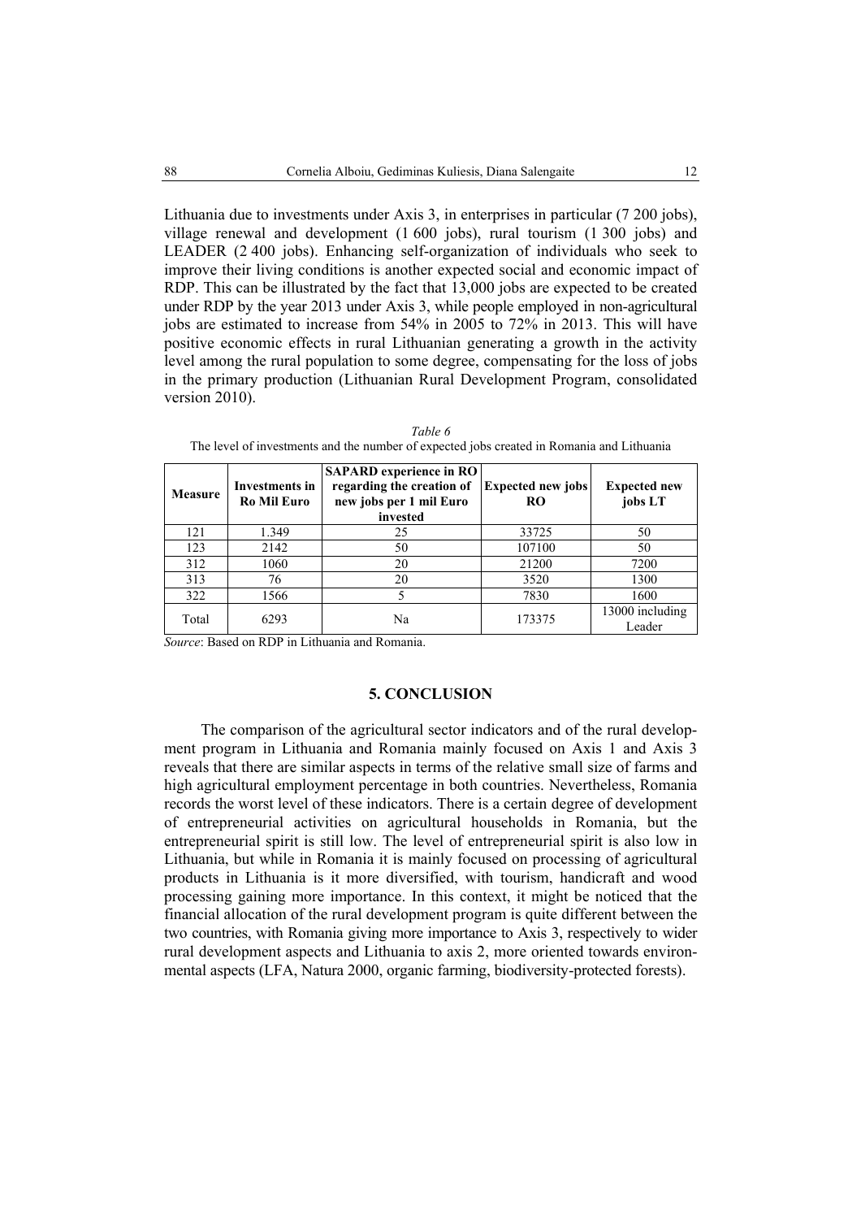Lithuania due to investments under Axis 3, in enterprises in particular (7 200 jobs), village renewal and development (1 600 jobs), rural tourism (1 300 jobs) and LEADER (2 400 jobs). Enhancing self-organization of individuals who seek to improve their living conditions is another expected social and economic impact of RDP. This can be illustrated by the fact that 13,000 jobs are expected to be created under RDP by the year 2013 under Axis 3, while people employed in non-agricultural jobs are estimated to increase from 54% in 2005 to 72% in 2013. This will have positive economic effects in rural Lithuanian generating a growth in the activity level among the rural population to some degree, compensating for the loss of jobs in the primary production (Lithuanian Rural Development Program, consolidated version 2010).

*Table 6*

The level of investments and the number of expected jobs created in Romania and Lithuania

| Measure | Investments in Ro Mil Euro | SAPARD experience in RO regarding the creation of new jobs per 1 mil Euro invested | Expected new jobs RO | Expected new jobs LT |
|---|---|---|---|---|
| 121 | 1.349 | 25 | 33725 | 50 |
| 123 | 2142 | 50 | 107100 | 50 |
| 312 | 1060 | 20 | 21200 | 7200 |
| 313 | 76 | 20 | 3520 | 1300 |
| 322 | 1566 | 5 | 7830 | 1600 |
| Total | 6293 | Na | 173375 | 13000 including Leader |

*Source*: Based on RDP in Lithuania and Romania.

## 5. CONCLUSION

The comparison of the agricultural sector indicators and of the rural development program in Lithuania and Romania mainly focused on Axis 1 and Axis 3 reveals that there are similar aspects in terms of the relative small size of farms and high agricultural employment percentage in both countries. Nevertheless, Romania records the worst level of these indicators. There is a certain degree of development of entrepreneurial activities on agricultural households in Romania, but the entrepreneurial spirit is still low. The level of entrepreneurial spirit is also low in Lithuania, but while in Romania it is mainly focused on processing of agricultural products in Lithuania is it more diversified, with tourism, handicraft and wood processing gaining more importance. In this context, it might be noticed that the financial allocation of the rural development program is quite different between the two countries, with Romania giving more importance to Axis 3, respectively to wider rural development aspects and Lithuania to axis 2, more oriented towards environmental aspects (LFA, Natura 2000, organic farming, biodiversity-protected forests).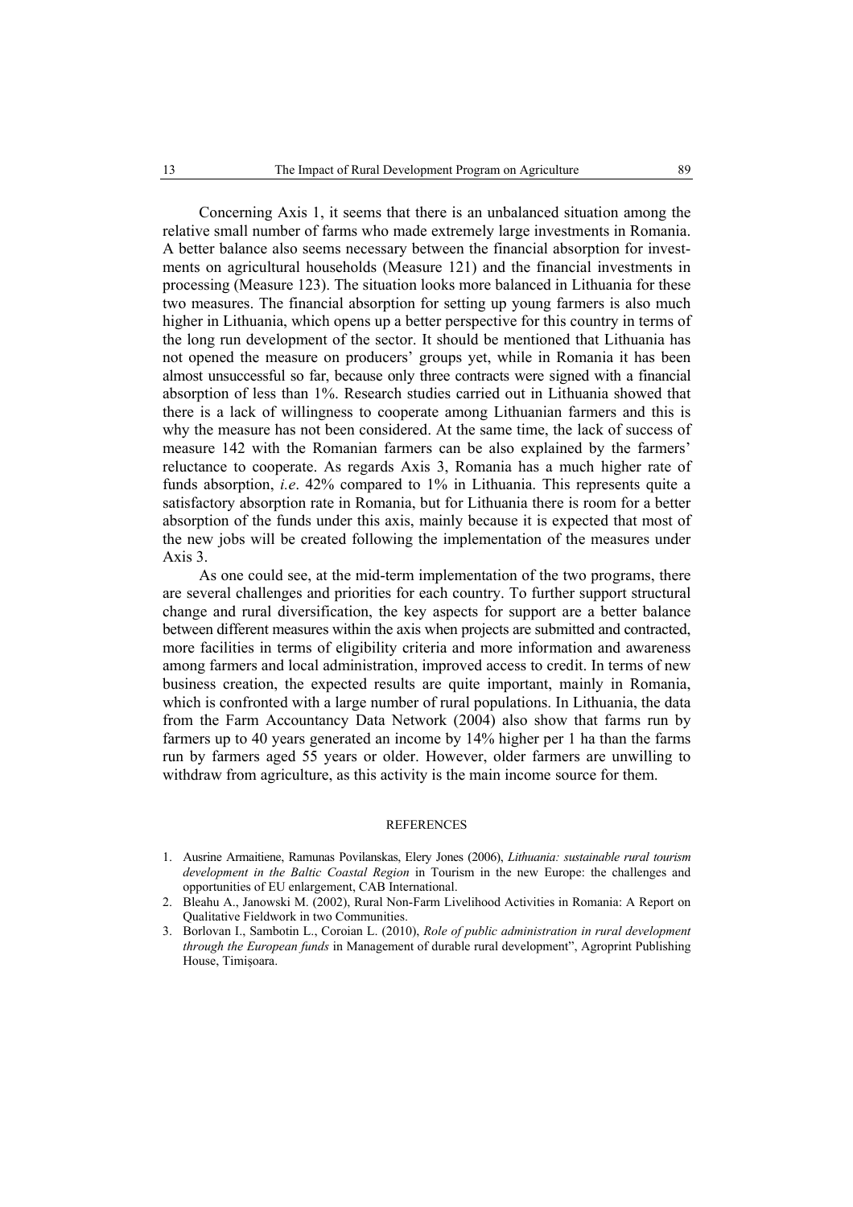Concerning Axis 1, it seems that there is an unbalanced situation among the relative small number of farms who made extremely large investments in Romania. A better balance also seems necessary between the financial absorption for investments on agricultural households (Measure 121) and the financial investments in processing (Measure 123). The situation looks more balanced in Lithuania for these two measures. The financial absorption for setting up young farmers is also much higher in Lithuania, which opens up a better perspective for this country in terms of the long run development of the sector. It should be mentioned that Lithuania has not opened the measure on producers' groups yet, while in Romania it has been almost unsuccessful so far, because only three contracts were signed with a financial absorption of less than 1%. Research studies carried out in Lithuania showed that there is a lack of willingness to cooperate among Lithuanian farmers and this is why the measure has not been considered. At the same time, the lack of success of measure 142 with the Romanian farmers can be also explained by the farmers' reluctance to cooperate. As regards Axis 3, Romania has a much higher rate of funds absorption, *i.e*. 42% compared to 1% in Lithuania. This represents quite a satisfactory absorption rate in Romania, but for Lithuania there is room for a better absorption of the funds under this axis, mainly because it is expected that most of the new jobs will be created following the implementation of the measures under Axis 3.

As one could see, at the mid-term implementation of the two programs, there are several challenges and priorities for each country. To further support structural change and rural diversification, the key aspects for support are a better balance between different measures within the axis when projects are submitted and contracted, more facilities in terms of eligibility criteria and more information and awareness among farmers and local administration, improved access to credit. In terms of new business creation, the expected results are quite important, mainly in Romania, which is confronted with a large number of rural populations. In Lithuania, the data from the Farm Accountancy Data Network (2004) also show that farms run by farmers up to 40 years generated an income by 14% higher per 1 ha than the farms run by farmers aged 55 years or older. However, older farmers are unwilling to withdraw from agriculture, as this activity is the main income source for them.

## REFERENCES

1. Ausrine Armaitiene, Ramunas Povilanskas, Elery Jones (2006), *Lithuania: sustainable rural tourism development in the Baltic Coastal Region* in Tourism in the new Europe: the challenges and opportunities of EU enlargement, CAB International.
2. Bleahu A., Janowski M. (2002), Rural Non-Farm Livelihood Activities in Romania: A Report on Qualitative Fieldwork in two Communities.
3. Borlovan I., Sambotin L., Coroian L. (2010), *Role of public administration in rural development through the European funds* in Management of durable rural development", Agroprint Publishing House, Timişoara.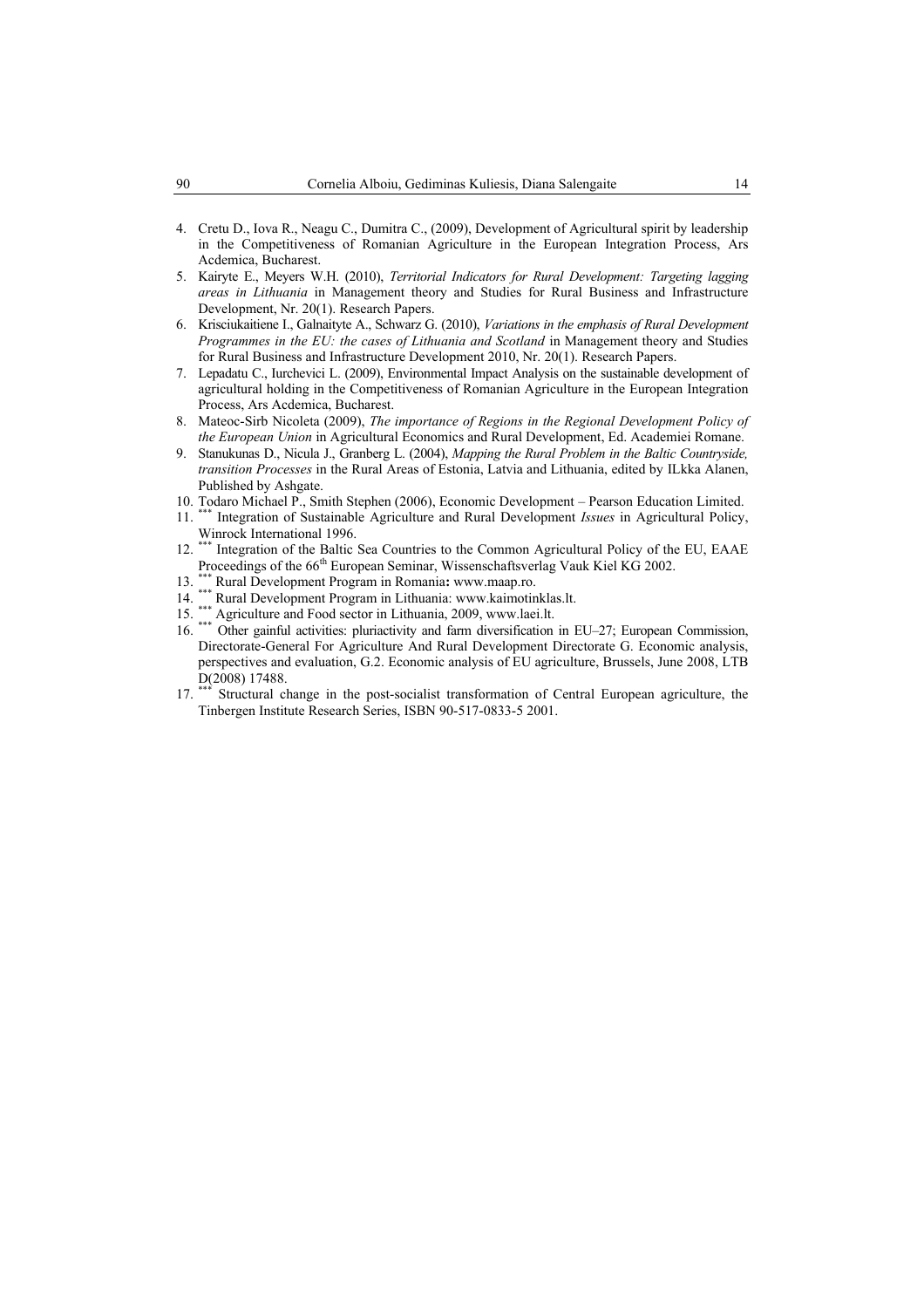4. Cretu D., Iova R., Neagu C., Dumitra C., (2009), Development of Agricultural spirit by leadership in the Competitiveness of Romanian Agriculture in the European Integration Process, Ars Acdemica, Bucharest.
5. Kairyte E., Meyers W.H. (2010), *Territorial Indicators for Rural Development: Targeting lagging areas in Lithuania* in Management theory and Studies for Rural Business and Infrastructure Development, Nr. 20(1). Research Papers.
6. Krisciukaitiene I., Galnaityte A., Schwarz G. (2010), *Variations in the emphasis of Rural Development Programmes in the EU: the cases of Lithuania and Scotland* in Management theory and Studies for Rural Business and Infrastructure Development 2010, Nr. 20(1). Research Papers.
7. Lepadatu C., Iurchevici L. (2009), Environmental Impact Analysis on the sustainable development of agricultural holding in the Competitiveness of Romanian Agriculture in the European Integration Process, Ars Acdemica, Bucharest.
8. Mateoc-Sirb Nicoleta (2009), *The importance of Regions in the Regional Development Policy of the European Union* in Agricultural Economics and Rural Development, Ed. Academiei Romane.
9. Stanukunas D., Nicula J., Granberg L. (2004), *Mapping the Rural Problem in the Baltic Countryside, transition Processes* in the Rural Areas of Estonia, Latvia and Lithuania, edited by ILkka Alanen, Published by Ashgate.
10. Todaro Michael P., Smith Stephen (2006), Economic Development – Pearson Education Limited.
11. *** Integration of Sustainable Agriculture and Rural Development *Issues* in Agricultural Policy, Winrock International 1996.
12. *** Integration of the Baltic Sea Countries to the Common Agricultural Policy of the EU, EAAE Proceedings of the 66th European Seminar, Wissenschaftsverlag Vauk Kiel KG 2002.
13. *** Rural Development Program in Romania**:** www.maap.ro.
14. *** Rural Development Program in Lithuania: www.kaimotinklas.lt.
15. *** Agriculture and Food sector in Lithuania, 2009, www.laei.lt.
16. *** Other gainful activities: pluriactivity and farm diversification in EU–27; European Commission, Directorate-General For Agriculture And Rural Development Directorate G. Economic analysis, perspectives and evaluation, G.2. Economic analysis of EU agriculture, Brussels, June 2008, LTB D(2008) 17488.
17. *** Structural change in the post-socialist transformation of Central European agriculture, the Tinbergen Institute Research Series, ISBN 90-517-0833-5 2001.